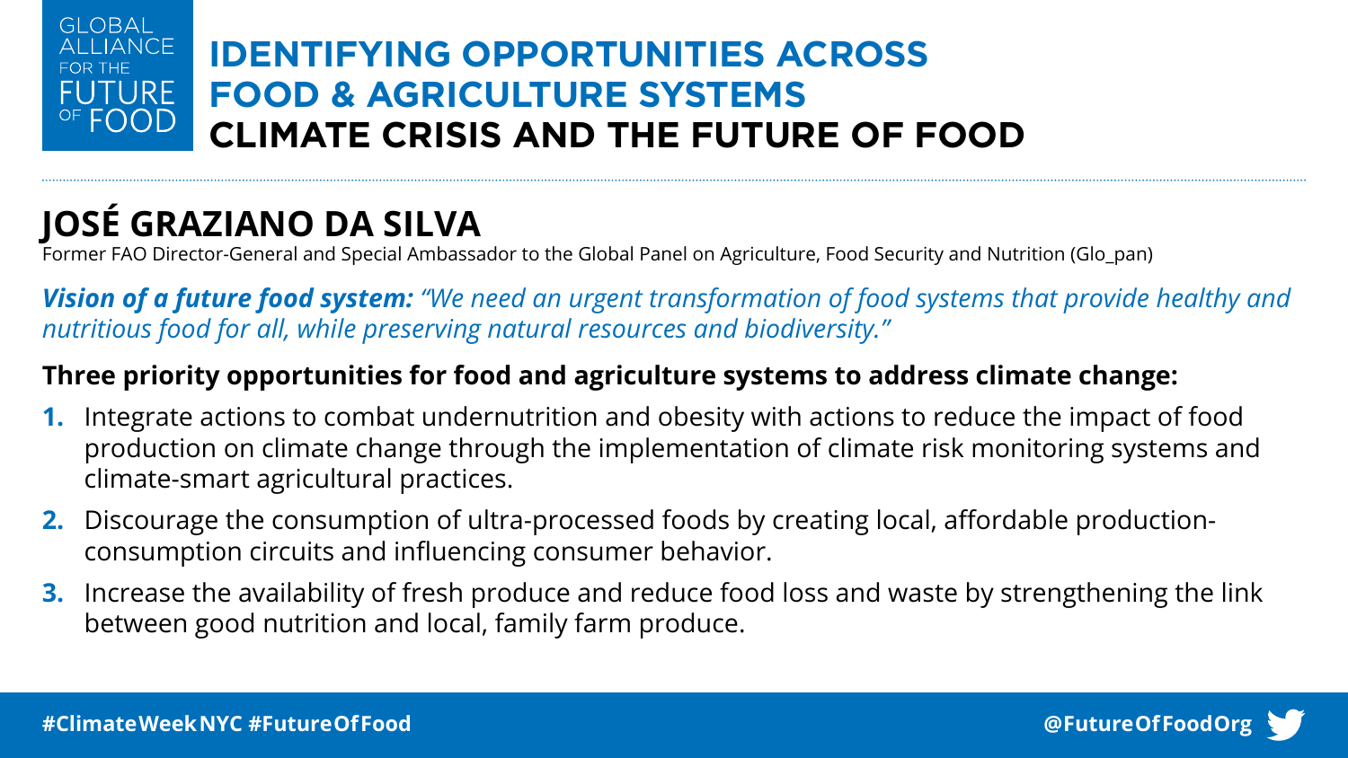GLOBAL ALLIANCE FOR THE FUTURE OF FOOD

# IDENTIFYING OPPORTUNITIES ACROSS FOOD & AGRICULTURE SYSTEMS

## CLIMATE CRISIS AND THE FUTURE OF FOOD

---

## JOSÉ GRAZIANO DA SILVA

Former FAO Director-General and Special Ambassador to the Global Panel on Agriculture, Food Security and Nutrition (Glo_pan)

***Vision of a future food system:*** *"We need an urgent transformation of food systems that provide healthy and nutritious food for all, while preserving natural resources and biodiversity."*

**Three priority opportunities for food and agriculture systems to address climate change:**

1. Integrate actions to combat undernutrition and obesity with actions to reduce the impact of food production on climate change through the implementation of climate risk monitoring systems and climate-smart agricultural practices.
2. Discourage the consumption of ultra-processed foods by creating local, affordable production-consumption circuits and influencing consumer behavior.
3. Increase the availability of fresh produce and reduce food loss and waste by strengthening the link between good nutrition and local, family farm produce.

#ClimateWeekNYC #FutureOfFood

@FutureOfFoodOrg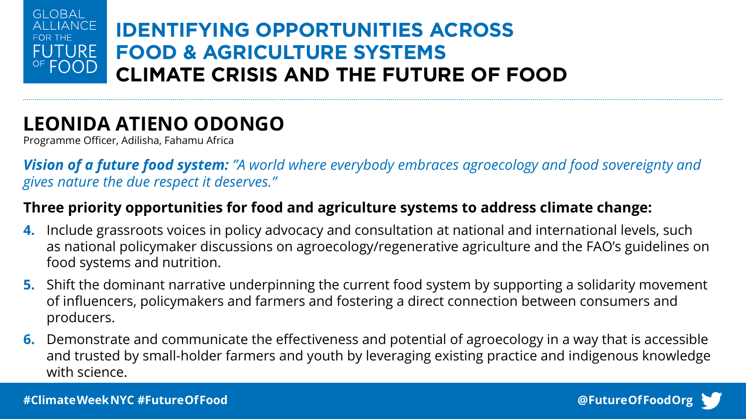GLOBAL ALLIANCE FOR THE FUTURE OF FOOD

# IDENTIFYING OPPORTUNITIES ACROSS FOOD & AGRICULTURE SYSTEMS

# CLIMATE CRISIS AND THE FUTURE OF FOOD

## LEONIDA ATIENO ODONGO

Programme Officer, Adilisha, Fahamu Africa

***Vision of a future food system:*** *"A world where everybody embraces agroecology and food sovereignty and gives nature the due respect it deserves."*

**Three priority opportunities for food and agriculture systems to address climate change:**

4. Include grassroots voices in policy advocacy and consultation at national and international levels, such as national policymaker discussions on agroecology/regenerative agriculture and the FAO's guidelines on food systems and nutrition.
5. Shift the dominant narrative underpinning the current food system by supporting a solidarity movement of influencers, policymakers and farmers and fostering a direct connection between consumers and producers.
6. Demonstrate and communicate the effectiveness and potential of agroecology in a way that is accessible and trusted by small-holder farmers and youth by leveraging existing practice and indigenous knowledge with science.

#ClimateWeekNYC #FutureOfFood @FutureOfFoodOrg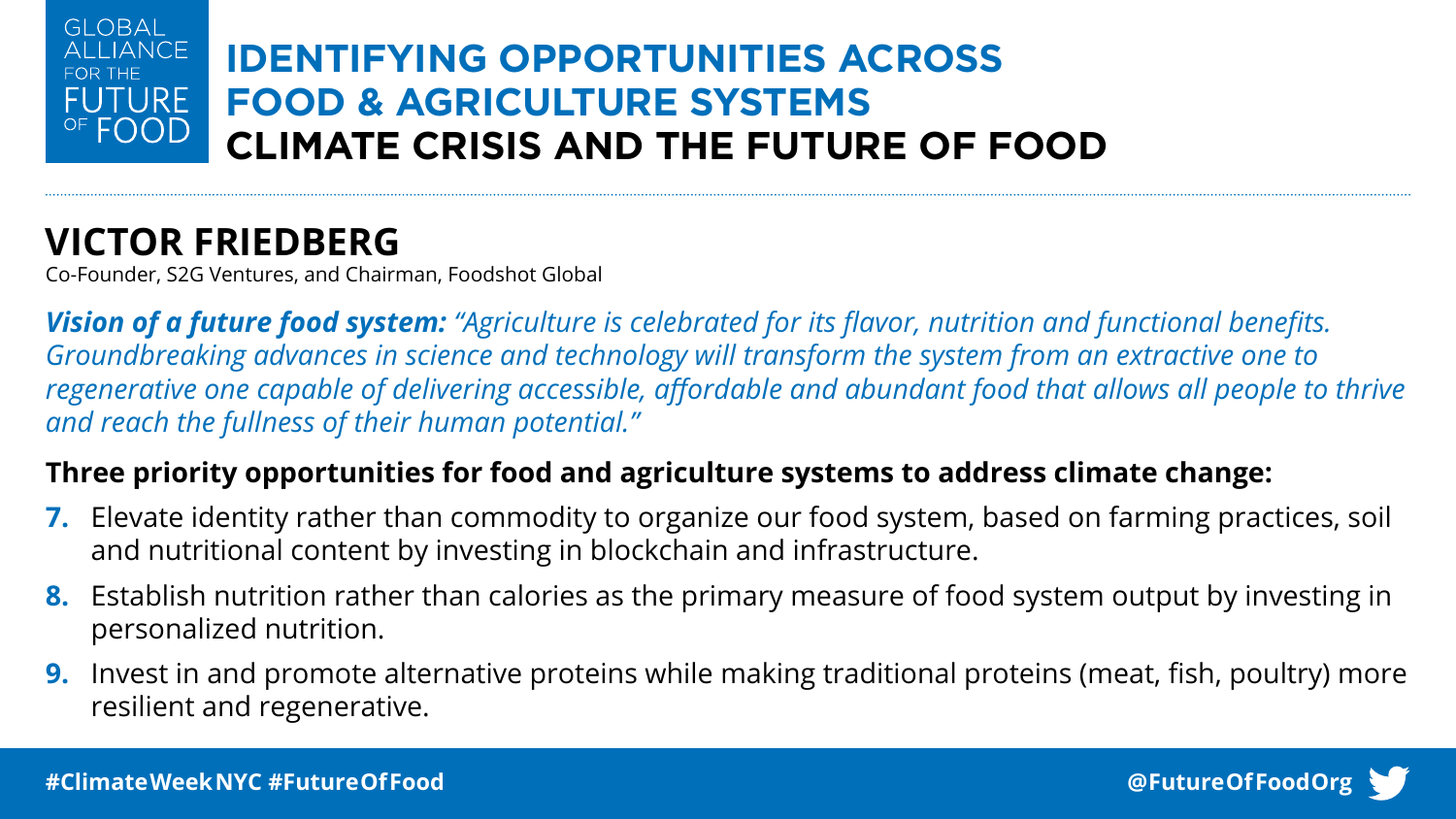GLOBAL ALLIANCE FOR THE FUTURE OF FOOD

# IDENTIFYING OPPORTUNITIES ACROSS FOOD & AGRICULTURE SYSTEMS

## CLIMATE CRISIS AND THE FUTURE OF FOOD

## VICTOR FRIEDBERG

Co-Founder, S2G Ventures, and Chairman, Foodshot Global

***Vision of a future food system:*** *"Agriculture is celebrated for its flavor, nutrition and functional benefits. Groundbreaking advances in science and technology will transform the system from an extractive one to regenerative one capable of delivering accessible, affordable and abundant food that allows all people to thrive and reach the fullness of their human potential."*

**Three priority opportunities for food and agriculture systems to address climate change:**

7. Elevate identity rather than commodity to organize our food system, based on farming practices, soil and nutritional content by investing in blockchain and infrastructure.
8. Establish nutrition rather than calories as the primary measure of food system output by investing in personalized nutrition.
9. Invest in and promote alternative proteins while making traditional proteins (meat, fish, poultry) more resilient and regenerative.

#ClimateWeekNYC #FutureOfFood

@FutureOfFoodOrg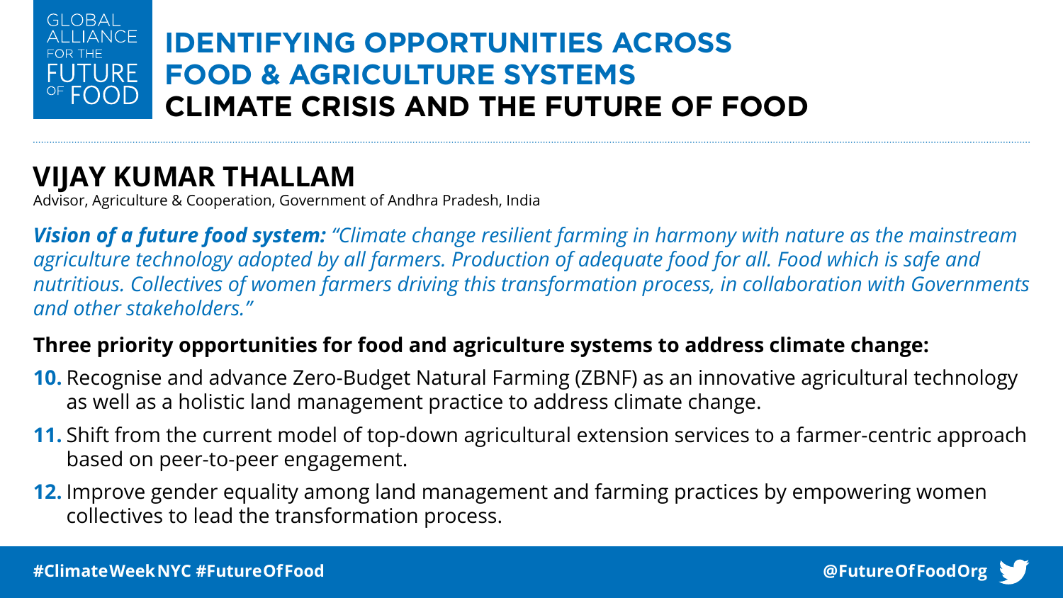GLOBAL ALLIANCE FOR THE FUTURE OF FOOD

# IDENTIFYING OPPORTUNITIES ACROSS FOOD & AGRICULTURE SYSTEMS
## CLIMATE CRISIS AND THE FUTURE OF FOOD

---

## VIJAY KUMAR THALLAM

Advisor, Agriculture & Cooperation, Government of Andhra Pradesh, India

***Vision of a future food system:*** *"Climate change resilient farming in harmony with nature as the mainstream agriculture technology adopted by all farmers. Production of adequate food for all. Food which is safe and nutritious. Collectives of women farmers driving this transformation process, in collaboration with Governments and other stakeholders."*

**Three priority opportunities for food and agriculture systems to address climate change:**

**10.** Recognise and advance Zero-Budget Natural Farming (ZBNF) as an innovative agricultural technology as well as a holistic land management practice to address climate change.

**11.** Shift from the current model of top-down agricultural extension services to a farmer-centric approach based on peer-to-peer engagement.

**12.** Improve gender equality among land management and farming practices by empowering women collectives to lead the transformation process.

#ClimateWeekNYC #FutureOfFood @FutureOfFoodOrg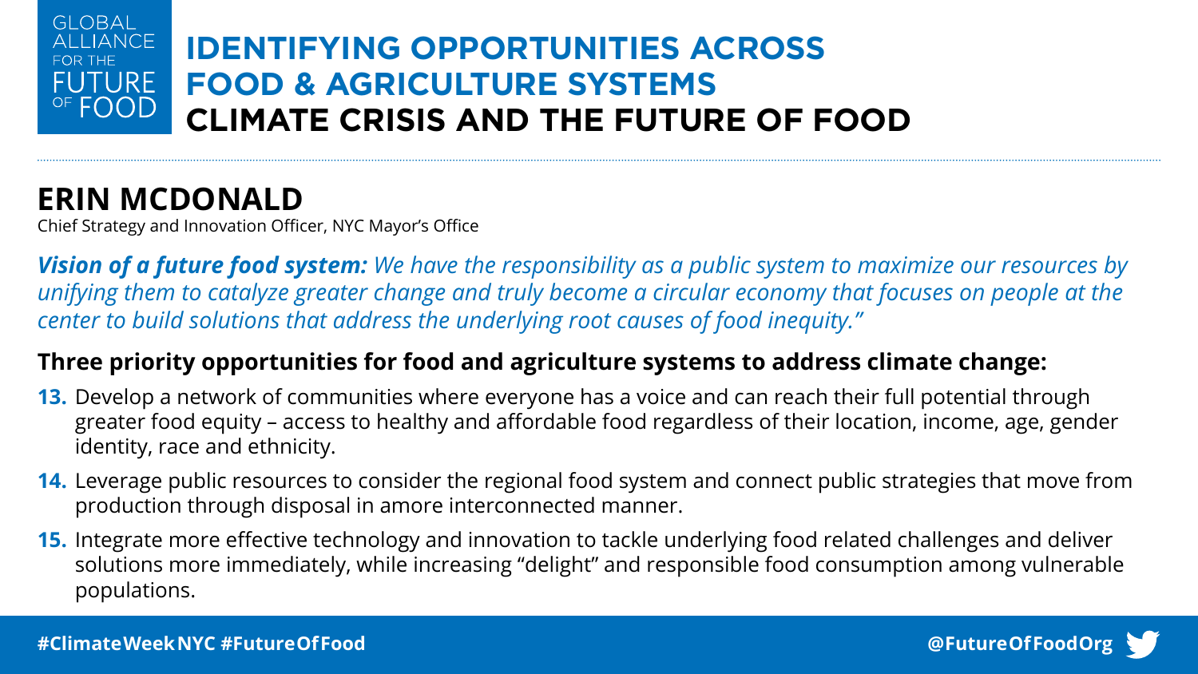GLOBAL ALLIANCE FOR THE FUTURE OF FOOD

# IDENTIFYING OPPORTUNITIES ACROSS FOOD & AGRICULTURE SYSTEMS

# CLIMATE CRISIS AND THE FUTURE OF FOOD

## ERIN MCDONALD

Chief Strategy and Innovation Officer, NYC Mayor's Office

***Vision of a future food system:*** *We have the responsibility as a public system to maximize our resources by unifying them to catalyze greater change and truly become a circular economy that focuses on people at the center to build solutions that address the underlying root causes of food inequity."*

**Three priority opportunities for food and agriculture systems to address climate change:**

13. Develop a network of communities where everyone has a voice and can reach their full potential through greater food equity – access to healthy and affordable food regardless of their location, income, age, gender identity, race and ethnicity.
14. Leverage public resources to consider the regional food system and connect public strategies that move from production through disposal in amore interconnected manner.
15. Integrate more effective technology and innovation to tackle underlying food related challenges and deliver solutions more immediately, while increasing "delight" and responsible food consumption among vulnerable populations.

#ClimateWeekNYC #FutureOfFood

@FutureOfFoodOrg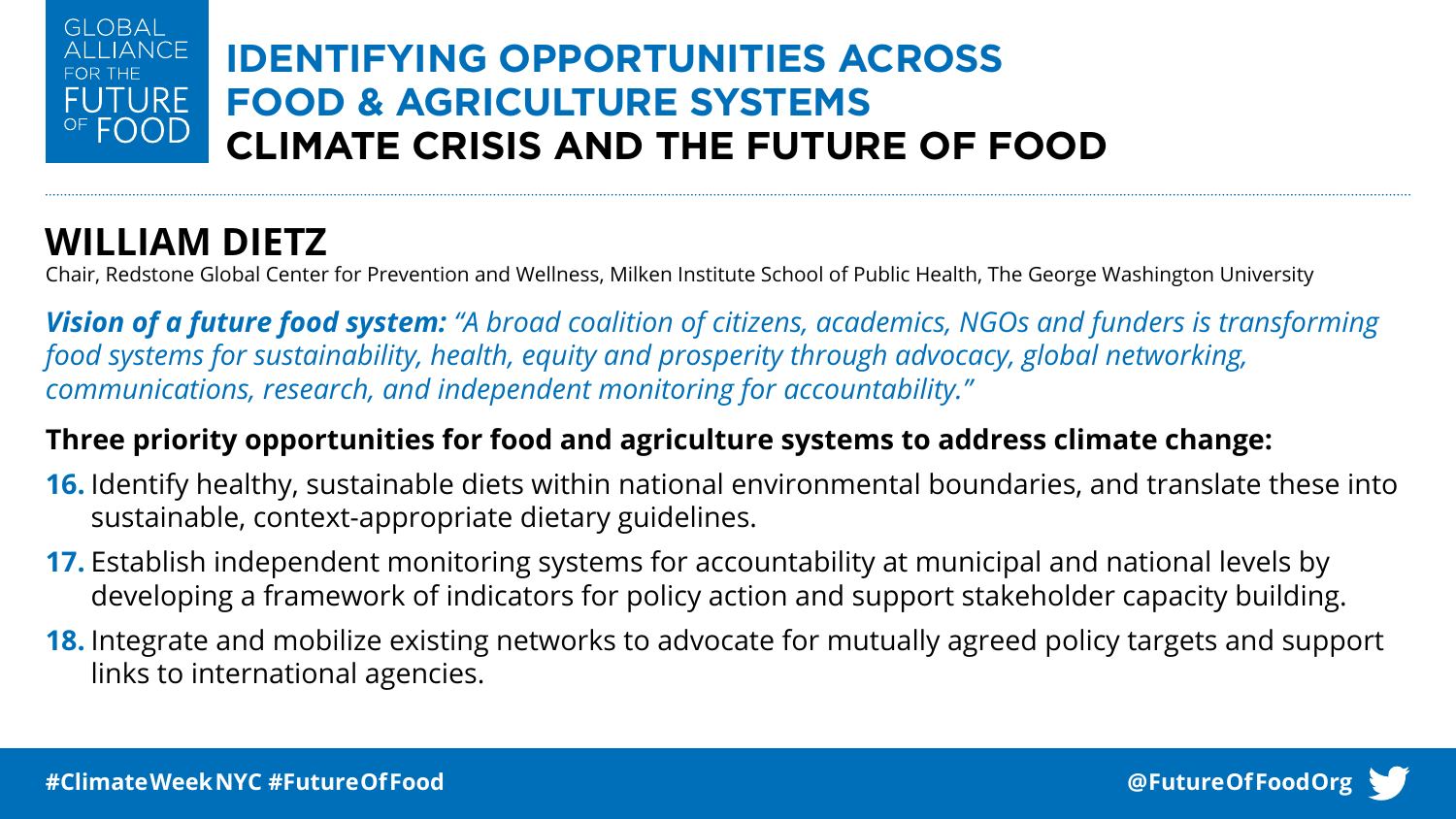GLOBAL ALLIANCE FOR THE FUTURE OF FOOD

# IDENTIFYING OPPORTUNITIES ACROSS FOOD & AGRICULTURE SYSTEMS
# CLIMATE CRISIS AND THE FUTURE OF FOOD

## WILLIAM DIETZ

Chair, Redstone Global Center for Prevention and Wellness, Milken Institute School of Public Health, The George Washington University

***Vision of a future food system:*** *"A broad coalition of citizens, academics, NGOs and funders is transforming food systems for sustainability, health, equity and prosperity through advocacy, global networking, communications, research, and independent monitoring for accountability."*

**Three priority opportunities for food and agriculture systems to address climate change:**

**16.** Identify healthy, sustainable diets within national environmental boundaries, and translate these into sustainable, context-appropriate dietary guidelines.

**17.** Establish independent monitoring systems for accountability at municipal and national levels by developing a framework of indicators for policy action and support stakeholder capacity building.

**18.** Integrate and mobilize existing networks to advocate for mutually agreed policy targets and support links to international agencies.

#ClimateWeekNYC #FutureOfFood

@FutureOfFoodOrg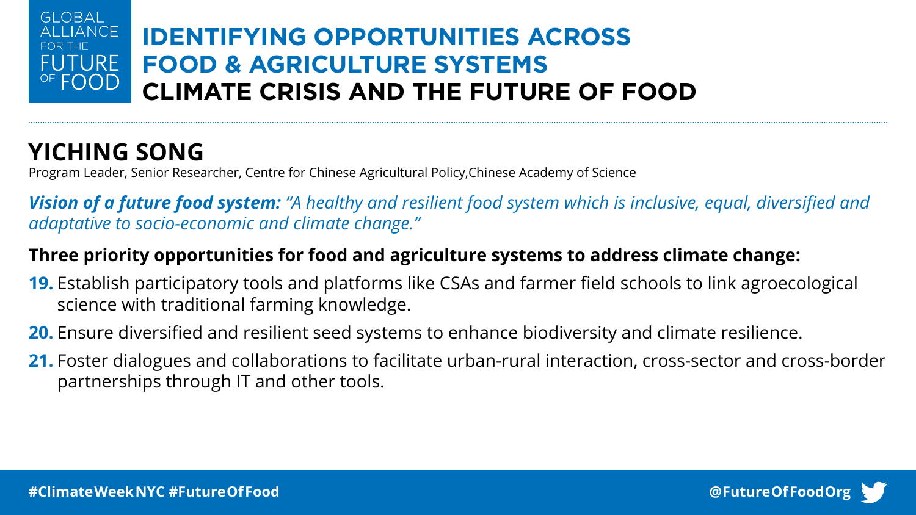GLOBAL ALLIANCE FOR THE FUTURE OF FOOD

# IDENTIFYING OPPORTUNITIES ACROSS FOOD & AGRICULTURE SYSTEMS
# CLIMATE CRISIS AND THE FUTURE OF FOOD

## YICHING SONG

Program Leader, Senior Researcher, Centre for Chinese Agricultural Policy,Chinese Academy of Science

***Vision of a future food system:*** *"A healthy and resilient food system which is inclusive, equal, diversified and adaptative to socio-economic and climate change."*

**Three priority opportunities for food and agriculture systems to address climate change:**

19. Establish participatory tools and platforms like CSAs and farmer field schools to link agroecological science with traditional farming knowledge.
20. Ensure diversified and resilient seed systems to enhance biodiversity and climate resilience.
21. Foster dialogues and collaborations to facilitate urban-rural interaction, cross-sector and cross-border partnerships through IT and other tools.

#ClimateWeekNYC #FutureOfFood

@FutureOfFoodOrg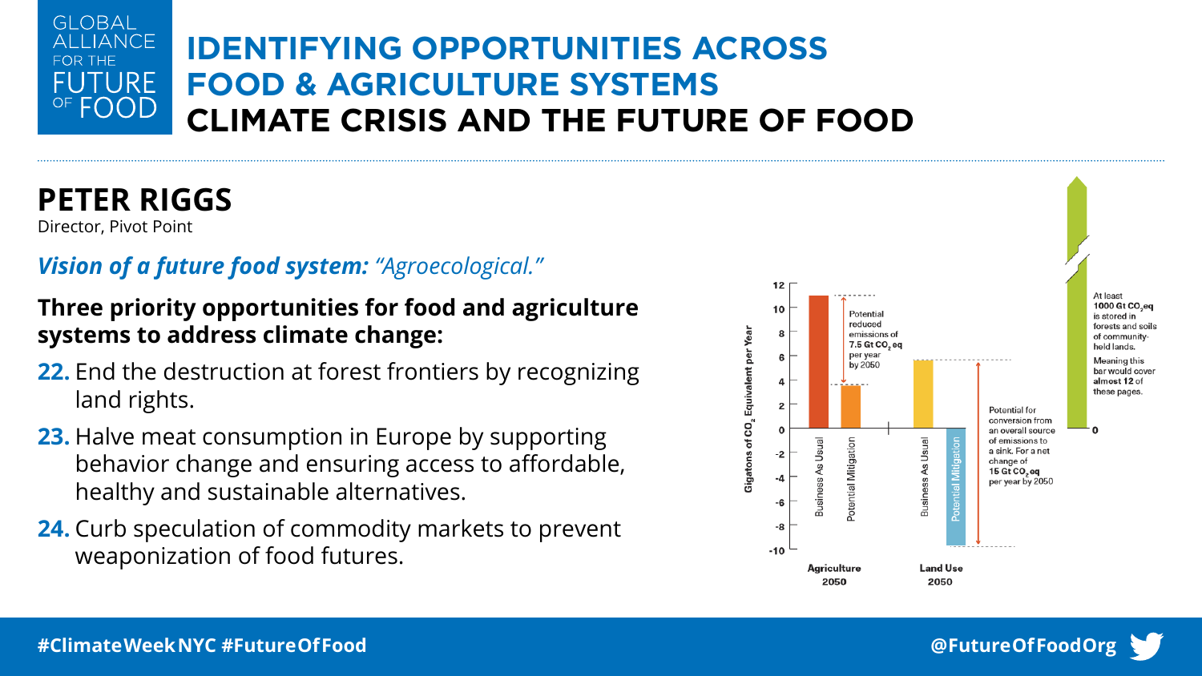GLOBAL ALLIANCE FOR THE FUTURE OF FOOD

# IDENTIFYING OPPORTUNITIES ACROSS FOOD & AGRICULTURE SYSTEMS
## CLIMATE CRISIS AND THE FUTURE OF FOOD

## PETER RIGGS

Director, Pivot Point

***Vision of a future food system:*** *"Agroecological."*

**Three priority opportunities for food and agriculture systems to address climate change:**

**22.** End the destruction at forest frontiers by recognizing land rights.

**23.** Halve meat consumption in Europe by supporting behavior change and ensuring access to affordable, healthy and sustainable alternatives.

**24.** Curb speculation of commodity markets to prevent weaponization of food futures.

Gigatons of $CO_2$ Equivalent per Year

12
10
8
6
4
2
0
-2
-4
-6
-8
-10

Business As Usual
Potential Mitigation
Business As Usual
Potential Mitigation

Potential reduced emissions of 7.5 Gt $CO_2$ eq per year by 2050

Potential for conversion from an overall source of emissions to a sink. For a net change of 15 Gt $CO_2$ eq per year by 2050

At least 1000 Gt $CO_2$eq is stored in forests and soils of community-held lands.

Meaning this bar would cover almost 12 of these pages.

0

Agriculture 2050

Land Use 2050

#ClimateWeekNYC #FutureOfFood

@FutureOfFoodOrg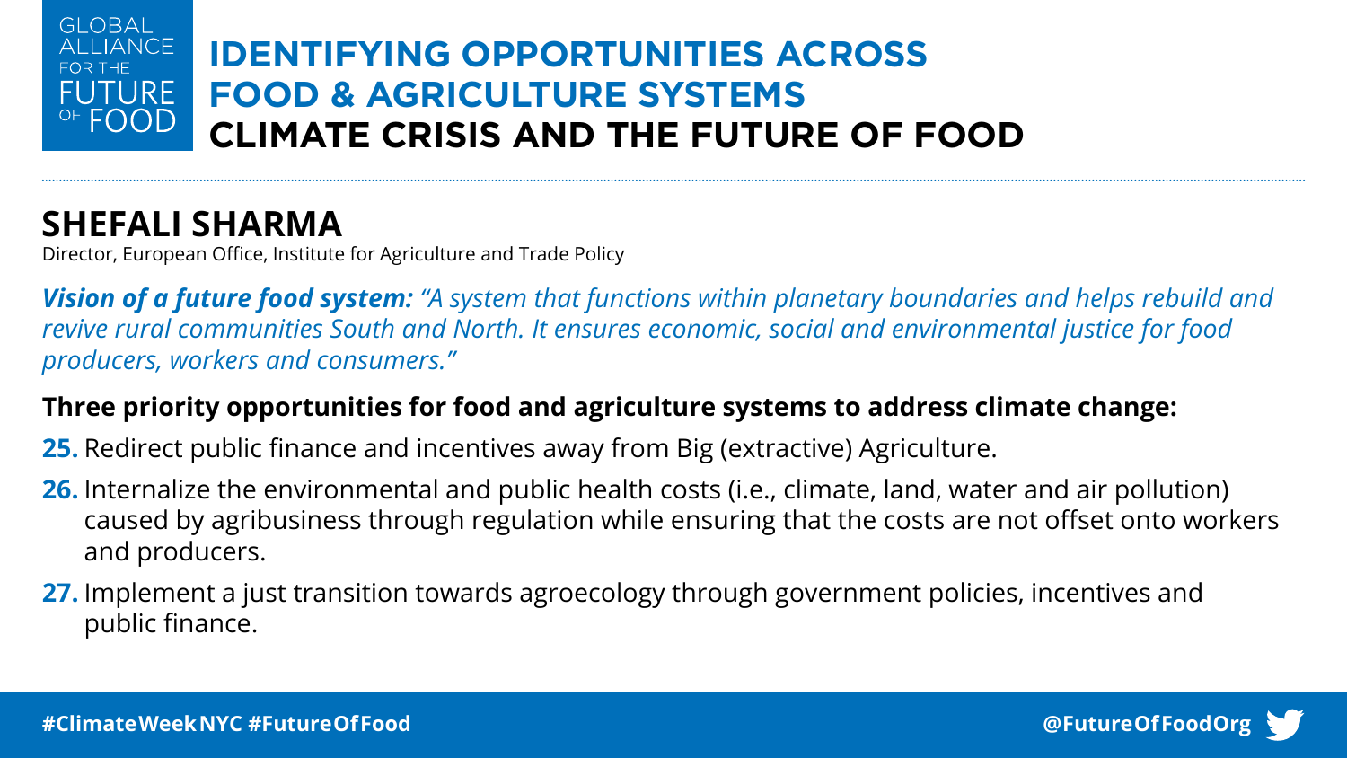GLOBAL ALLIANCE FOR THE FUTURE OF FOOD

# IDENTIFYING OPPORTUNITIES ACROSS FOOD & AGRICULTURE SYSTEMS
## CLIMATE CRISIS AND THE FUTURE OF FOOD

## SHEFALI SHARMA

Director, European Office, Institute for Agriculture and Trade Policy

***Vision of a future food system:*** *"A system that functions within planetary boundaries and helps rebuild and revive rural communities South and North. It ensures economic, social and environmental justice for food producers, workers and consumers."*

**Three priority opportunities for food and agriculture systems to address climate change:**

25. Redirect public finance and incentives away from Big (extractive) Agriculture.
26. Internalize the environmental and public health costs (i.e., climate, land, water and air pollution) caused by agribusiness through regulation while ensuring that the costs are not offset onto workers and producers.
27. Implement a just transition towards agroecology through government policies, incentives and public finance.

#ClimateWeekNYC #FutureOfFood

@FutureOfFoodOrg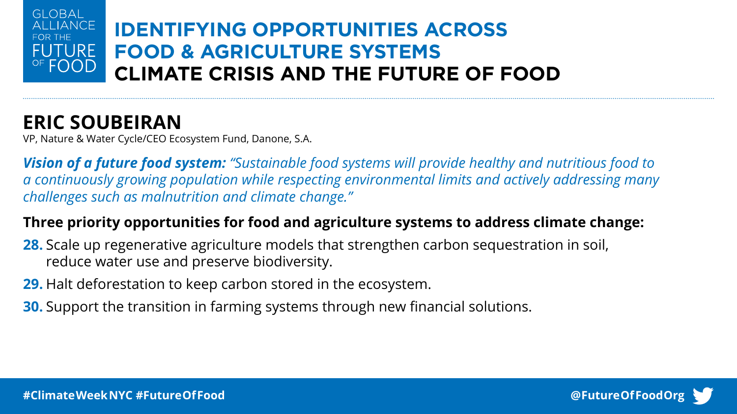GLOBAL ALLIANCE FOR THE FUTURE OF FOOD

# IDENTIFYING OPPORTUNITIES ACROSS FOOD & AGRICULTURE SYSTEMS

# CLIMATE CRISIS AND THE FUTURE OF FOOD

## ERIC SOUBEIRAN

VP, Nature & Water Cycle/CEO Ecosystem Fund, Danone, S.A.

***Vision of a future food system:*** *"Sustainable food systems will provide healthy and nutritious food to a continuously growing population while respecting environmental limits and actively addressing many challenges such as malnutrition and climate change."*

**Three priority opportunities for food and agriculture systems to address climate change:**

28. Scale up regenerative agriculture models that strengthen carbon sequestration in soil, reduce water use and preserve biodiversity.
29. Halt deforestation to keep carbon stored in the ecosystem.
30. Support the transition in farming systems through new financial solutions.

#ClimateWeekNYC #FutureOfFood

@FutureOfFoodOrg